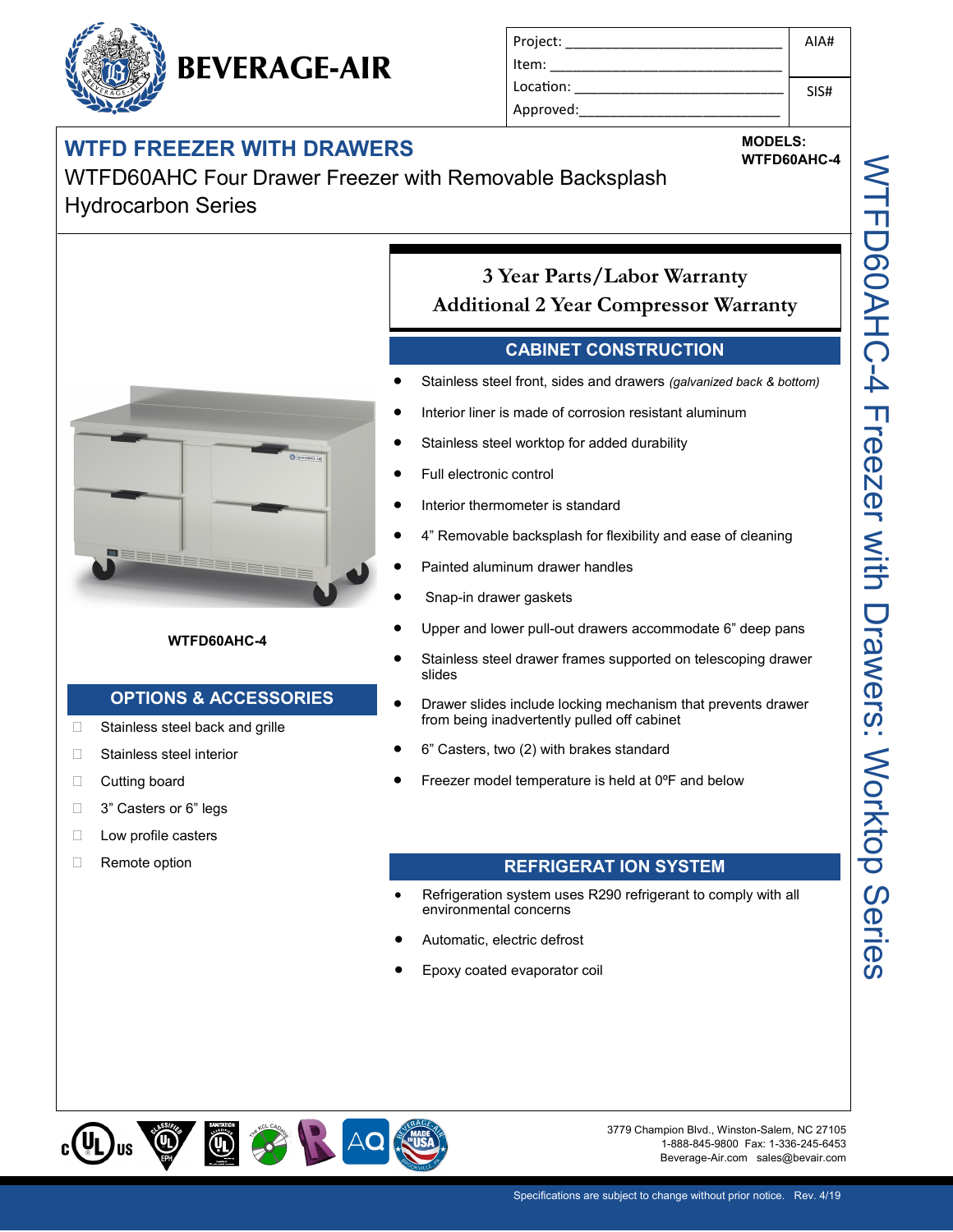BEVERAGE-AIR

Project: ______________________________ AIA#

Item: ______________________________

Location: ______________________________ SIS#

Approved: ______________________________

# WTFD FREEZER WITH DRAWERS

**MODELS:**
**WTFD60AHC-4**

WTFD60AHC Four Drawer Freezer with Removable Backsplash
Hydrocarbon Series

**3 Year Parts/Labor Warranty**
**Additional 2 Year Compressor Warranty**

**WTFD60AHC-4**

## OPTIONS & ACCESSORIES

- ☐ Stainless steel back and grille
- ☐ Stainless steel interior
- ☐ Cutting board
- ☐ 3" Casters or 6" legs
- ☐ Low profile casters
- ☐ Remote option

## CABINET CONSTRUCTION

- Stainless steel front, sides and drawers *(galvanized back & bottom)*
- Interior liner is made of corrosion resistant aluminum
- Stainless steel worktop for added durability
- Full electronic control
- Interior thermometer is standard
- 4" Removable backsplash for flexibility and ease of cleaning
- Painted aluminum drawer handles
- Snap-in drawer gaskets
- Upper and lower pull-out drawers accommodate 6" deep pans
- Stainless steel drawer frames supported on telescoping drawer slides
- Drawer slides include locking mechanism that prevents drawer from being inadvertently pulled off cabinet
- 6" Casters, two (2) with brakes standard
- Freezer model temperature is held at 0ºF and below

## REFRIGERAT ION SYSTEM

- Refrigeration system uses R290 refrigerant to comply with all environmental concerns
- Automatic, electric defrost
- Epoxy coated evaporator coil

WTFD60AHC-4 Freezer with Drawers: Worktop Series

3779 Champion Blvd., Winston-Salem, NC 27105
1-888-845-9800 Fax: 1-336-245-6453
Beverage-Air.com sales@bevair.com

Specifications are subject to change without prior notice. Rev. 4/19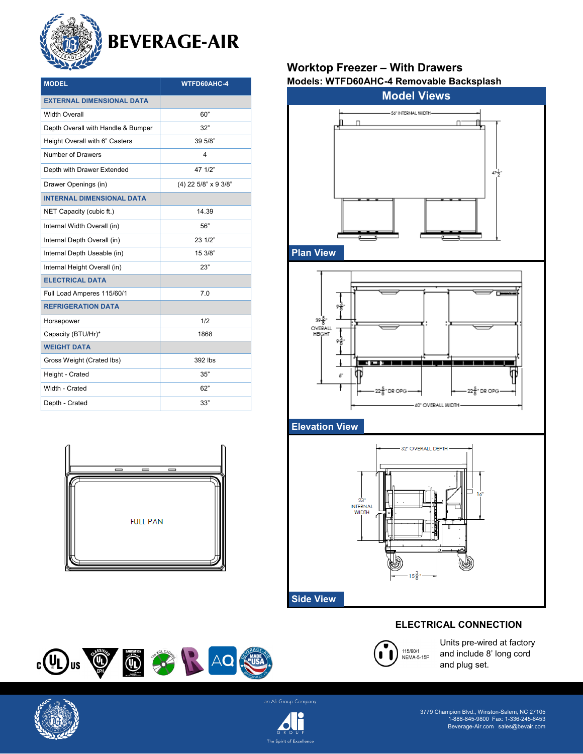# BEVERAGE-AIR

## Worktop Freezer – With Drawers

### Models: WTFD60AHC-4 Removable Backsplash

| MODEL | WTFD60AHC-4 |
|---|---|
| **EXTERNAL DIMENSIONAL DATA** | |
| Width Overall | 60" |
| Depth Overall with Handle & Bumper | 32" |
| Height Overall with 6" Casters | 39 5/8" |
| Number of Drawers | 4 |
| Depth with Drawer Extended | 47 1/2" |
| Drawer Openings (in) | (4) 22 5/8" x 9 3/8" |
| **INTERNAL DIMENSIONAL DATA** | |
| NET Capacity (cubic ft.) | 14.39 |
| Internal Width Overall (in) | 56" |
| Internal Depth Overall (in) | 23 1/2" |
| Internal Depth Useable (in) | 15 3/8" |
| Internal Height Overall (in) | 23" |
| **ELECTRICAL DATA** | |
| Full Load Amperes 115/60/1 | 7.0 |
| **REFRIGERATION DATA** | |
| Horsepower | 1/2 |
| Capacity (BTU/Hr)* | 1868 |
| **WEIGHT DATA** | |
| Gross Weight (Crated lbs) | 392 lbs |
| Height - Crated | 35" |
| Width - Crated | 62" |
| Depth - Crated | 33" |

FULL PAN

## Model Views

56" INTERNAL WIDTH

47 1/2"

**Plan View**

39 5/8" OVERALL HEIGHT

9 3/8"

9 3/8"

6"

22 5/8" DR OPG

22 5/8" DR OPG

60" OVERALL WIDTH

**Elevation View**

32" OVERALL DEPTH

23" INTERNAL WIDTH

16"

15 3/8"

**Side View**

## ELECTRICAL CONNECTION

115/60/1
NEMA-5-15P

Units pre-wired at factory and include 8' long cord and plug set.

an Ali Group Company

The Spirit of Excellence

3779 Champion Blvd., Winston-Salem, NC 27105
1-888-845-9800 Fax: 1-336-245-6453
Beverage-Air.com sales@bevair.com